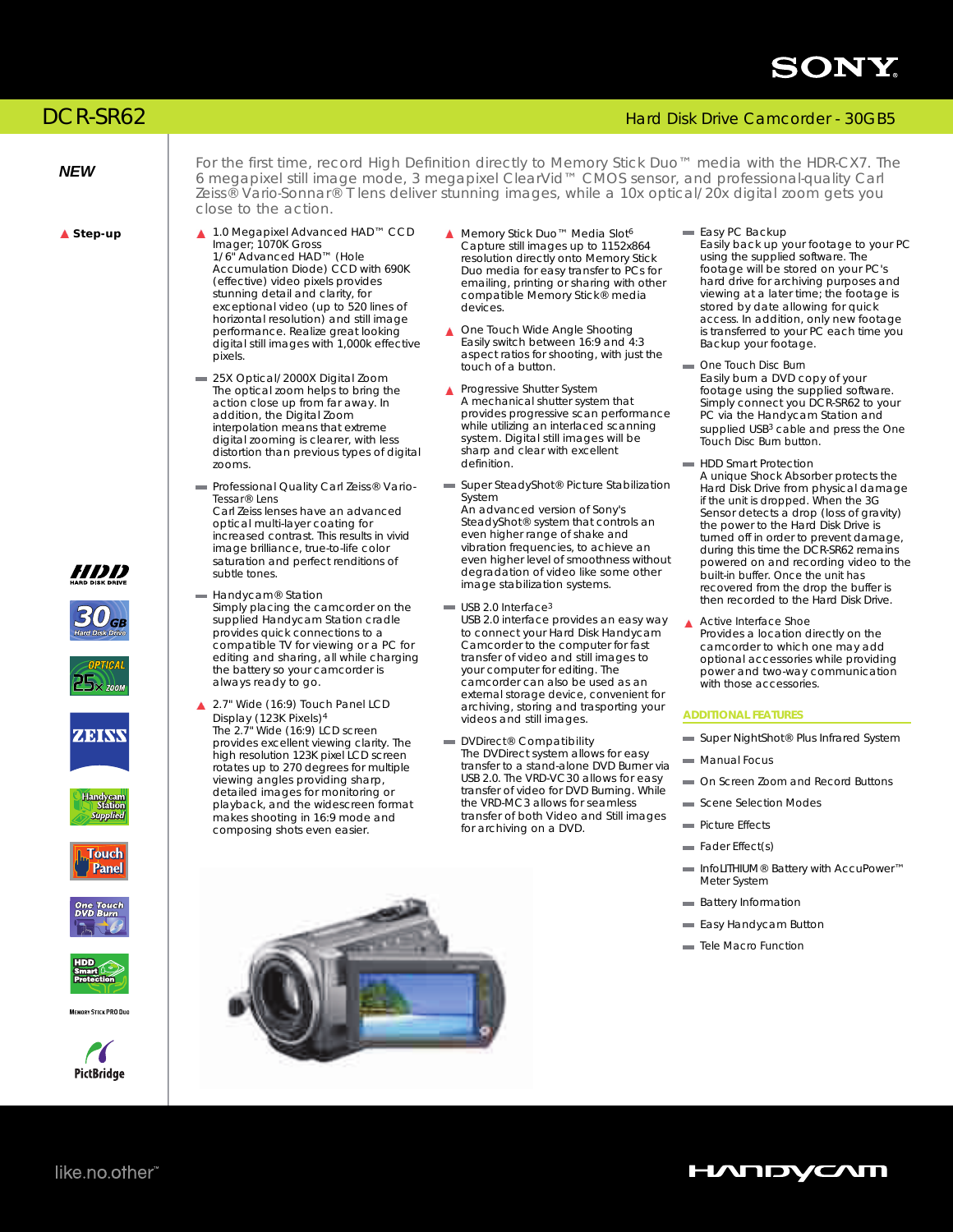SONY

# DCR-SR62

Hard Disk Drive Camcorder - 30GB5

**NEW**

▲ **Step-up**

For the first time, record High Definition directly to Memory Stick Duo™ media with the HDR-CX7. The 6 megapixel still image mode, 3 megapixel ClearVid™ CMOS sensor, and professional-quality Carl Zeiss® Vario-Sonnar® T lens deliver stunning images, while a 10x optical/20x digital zoom gets you close to the action.

- ▲ **1.0 Megapixel Advanced HAD™ CCD Imager; 1070K Gross**
  1/6" Advanced HAD™ (Hole Accumulation Diode) CCD with 690K (effective) video pixels provides stunning detail and clarity, for exceptional video (up to 520 lines of horizontal resolution) and still image performance. Realize great looking digital still images with 1,000k effective pixels.

- **25X Optical/2000X Digital Zoom**
  The optical zoom helps to bring the action close up from far away. In addition, the Digital Zoom interpolation means that extreme digital zooming is clearer, with less distortion than previous types of digital zooms.

- **Professional Quality Carl Zeiss® Vario-Tessar® Lens**
  Carl Zeiss lenses have an advanced optical multi-layer coating for increased contrast. This results in vivid image brilliance, true-to-life color saturation and perfect renditions of subtle tones.

- **Handycam® Station**
  Simply placing the camcorder on the supplied Handycam Station cradle provides quick connections to a compatible TV for viewing or a PC for editing and sharing, all while charging the battery so your camcorder is always ready to go.

- ▲ **2.7" Wide (16:9) Touch Panel LCD Display (123K Pixels)4**
  The 2.7" Wide (16:9) LCD screen provides excellent viewing clarity. The high resolution 123K pixel LCD screen rotates up to 270 degrees for multiple viewing angles providing sharp, detailed images for monitoring or playback, and the widescreen format makes shooting in 16:9 mode and composing shots even easier.

- ▲ **Memory Stick Duo™ Media Slot6**
  Capture still images up to 1152x864 resolution directly onto Memory Stick Duo media for easy transfer to PCs for emailing, printing or sharing with other compatible Memory Stick® media devices.

- ▲ **One Touch Wide Angle Shooting**
  Easily switch between 16:9 and 4:3 aspect ratios for shooting, with just the touch of a button.

- ▲ **Progressive Shutter System**
  A mechanical shutter system that provides progressive scan performance while utilizing an interlaced scanning system. Digital still images will be sharp and clear with excellent definition.

- **Super SteadyShot® Picture Stabilization System**
  An advanced version of Sony's SteadyShot® system that controls an even higher range of shake and vibration frequencies, to achieve an even higher level of smoothness without degradation of video like some other image stabilization systems.

- **USB 2.0 Interface3**
  USB 2.0 interface provides an easy way to connect your Hard Disk Handycam Camcorder to the computer for fast transfer of video and still images to your computer for editing. The camcorder can also be used as an external storage device, convenient for archiving, storing and trasporting your videos and still images.

- **DVDirect® Compatibility**
  The DVDirect system allows for easy transfer to a stand-alone DVD Burner via USB 2.0. The VRD-VC30 allows for easy transfer of video for DVD Burning. While the VRD-MC3 allows for seamless transfer of both Video and Still images for archiving on a DVD.

- **Easy PC Backup**
  Easily back up your footage to your PC using the supplied software. The footage will be stored on your PC's hard drive for archiving purposes and viewing at a later time; the footage is stored by date allowing for quick access. In addition, only new footage is transferred to your PC each time you Backup your footage.

- **One Touch Disc Burn**
  Easily burn a DVD copy of your footage using the supplied software. Simply connect you DCR-SR62 to your PC via the Handycam Station and supplied USB3 cable and press the One Touch Disc Burn button.

- **HDD Smart Protection**
  A unique Shock Absorber protects the Hard Disk Drive from physical damage if the unit is dropped. When the 3G Sensor detects a drop (loss of gravity) the power to the Hard Disk Drive is turned off in order to prevent damage, during this time the DCR-SR62 remains powered on and recording video to the built-in buffer. Once the unit has recovered from the drop the buffer is then recorded to the Hard Disk Drive.

- ▲ **Active Interface Shoe**
  Provides a location directly on the camcorder to which one may add optional accessories while providing power and two-way communication with those accessories.

## ADDITIONAL FEATURES

- Super NightShot® Plus Infrared System
- Manual Focus
- On Screen Zoom and Record Buttons
- Scene Selection Modes
- Picture Effects
- Fader Effect(s)
- InfoLITHIUM® Battery with AccuPower™ Meter System
- Battery Information
- Easy Handycam Button
- Tele Macro Function

HDD HARD DISK DRIVE · 30GB Hard Disk Drive · OPTICAL 25x ZOOM · ZEISS · Handycam Station Supplied · Touch Panel · One Touch DVD Burn · HDD Smart Protection · MEMORY STICK PRO DUO · PictBridge

like.no.other™

HANDYCAM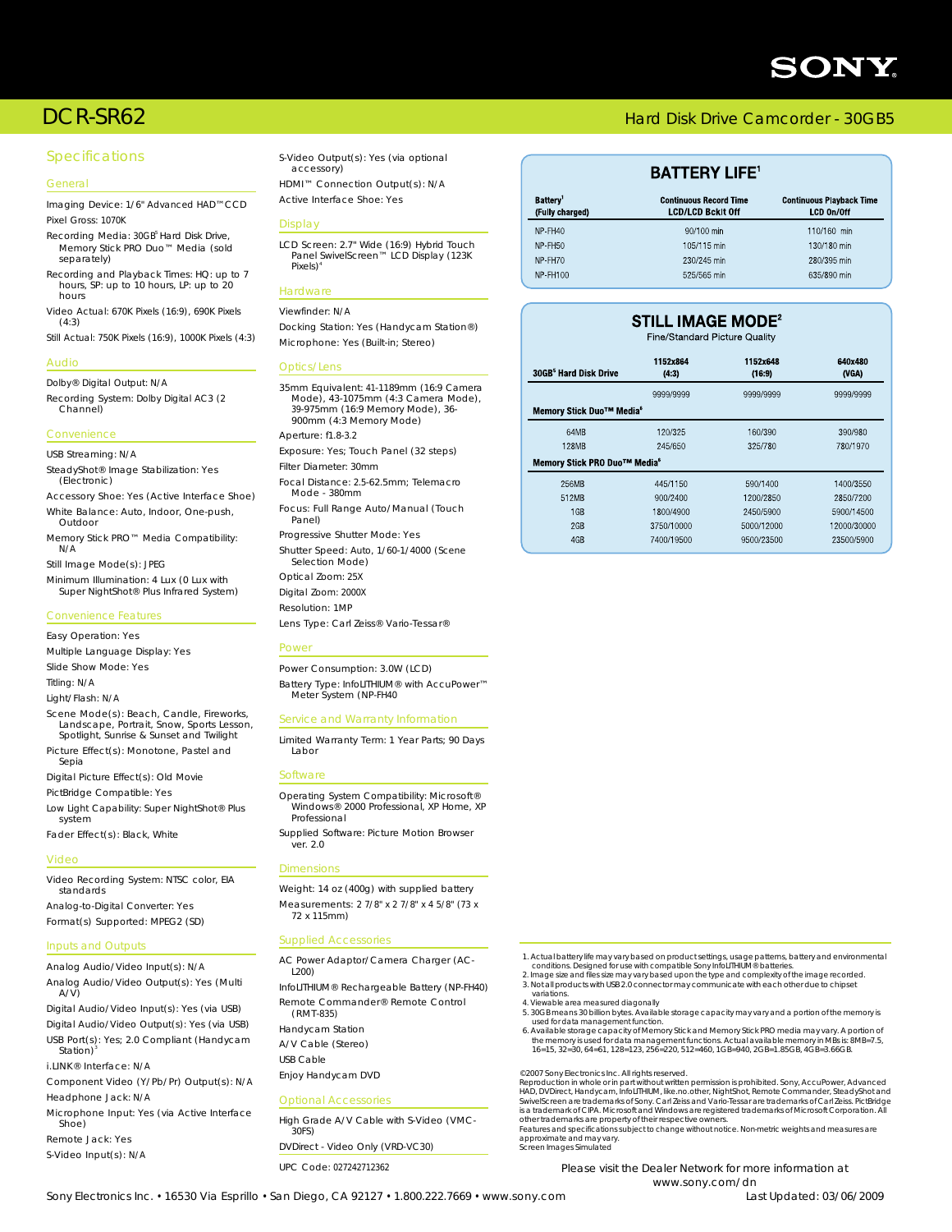# DCR-SR62

Hard Disk Drive Camcorder - 30GB[5]

## Specifications

### General

Imaging Device: 1/6" Advanced HAD™ CCD

Pixel Gross: 1070K

Recording Media: 30GB[5] Hard Disk Drive, Memory Stick PRO Duo™ Media (sold separately)

Recording and Playback Times: HQ: up to 7 hours, SP: up to 10 hours, LP: up to 20 hours

Video Actual: 670K Pixels (16:9), 690K Pixels (4:3)

Still Actual: 750K Pixels (16:9), 1000K Pixels (4:3)

### Audio

Dolby® Digital Output: N/A

Recording System: Dolby Digital AC3 (2 Channel)

### Convenience

USB Streaming: N/A

SteadyShot® Image Stabilization: Yes (Electronic)

Accessory Shoe: Yes (Active Interface Shoe)

White Balance: Auto, Indoor, One-push, Outdoor

Memory Stick PRO™ Media Compatibility: N/A

Still Image Mode(s): JPEG

Minimum Illumination: 4 Lux (0 Lux with Super NightShot® Plus Infrared System)

### Convenience Features

Easy Operation: Yes

Multiple Language Display: Yes

Slide Show Mode: Yes

Titling: N/A

Light/Flash: N/A

Scene Mode(s): Beach, Candle, Fireworks, Landscape, Portrait, Snow, Sports Lesson, Spotlight, Sunrise & Sunset and Twilight

Picture Effect(s): Monotone, Pastel and Sepia

Digital Picture Effect(s): Old Movie

PictBridge Compatible: Yes

Low Light Capability: Super NightShot® Plus system

Fader Effect(s): Black, White

### Video

Video Recording System: NTSC color, EIA standards

Analog-to-Digital Converter: Yes

Format(s) Supported: MPEG2 (SD)

### Inputs and Outputs

Analog Audio/Video Input(s): N/A

Analog Audio/Video Output(s): Yes (Multi A/V)

Digital Audio/Video Input(s): Yes (via USB)

Digital Audio/Video Output(s): Yes (via USB)

USB Port(s): Yes; 2.0 Compliant (Handycam Station)[3]

i.LINK® Interface: N/A

Component Video (Y/Pb/Pr) Output(s): N/A

Headphone Jack: N/A

Microphone Input: Yes (via Active Interface Shoe)

Remote Jack: Yes

S-Video Input(s): N/A

S-Video Output(s): Yes (via optional accessory)

HDMI™ Connection Output(s): N/A

Active Interface Shoe: Yes

### Display

LCD Screen: 2.7" Wide (16:9) Hybrid Touch Panel SwivelScreen™ LCD Display (123K Pixels)[4]

### Hardware

Viewfinder: N/A

Docking Station: Yes (Handycam Station®)

Microphone: Yes (Built-in; Stereo)

### Optics/Lens

35mm Equivalent: 41-1189mm (16:9 Camera Mode), 43-1075mm (4:3 Camera Mode), 39-975mm (16:9 Memory Mode), 36-900mm (4:3 Memory Mode)

Aperture: f1.8-3.2

Exposure: Yes; Touch Panel (32 steps)

Filter Diameter: 30mm

Focal Distance: 2.5-62.5mm; Telemacro Mode - 380mm

Focus: Full Range Auto/Manual (Touch Panel)

Progressive Shutter Mode: Yes

Shutter Speed: Auto, 1/60-1/4000 (Scene Selection Mode)

Optical Zoom: 25X

Digital Zoom: 2000X

Resolution: 1MP

Lens Type: Carl Zeiss® Vario-Tessar®

### Power

Power Consumption: 3.0W (LCD)

Battery Type: InfoLITHIUM® with AccuPower™ Meter System (NP-FH40)

### Service and Warranty Information

Limited Warranty Term: 1 Year Parts; 90 Days Labor

### Software

Operating System Compatibility: Microsoft® Windows® 2000 Professional, XP Home, XP Professional

Supplied Software: Picture Motion Browser ver. 2.0

### Dimensions

Weight: 14 oz (400g) with supplied battery

Measurements: 2 7/8" x 2 7/8" x 4 5/8" (73 x 72 x 115mm)

### Supplied Accessories

AC Power Adaptor/Camera Charger (AC-L200)

InfoLITHIUM® Rechargeable Battery (NP-FH40)

Remote Commander® Remote Control (RMT-835)

Handycam Station

A/V Cable (Stereo)

USB Cable

Enjoy Handycam DVD

### Optional Accessories

High Grade A/V Cable with S-Video (VMC-30FS)

DVDirect - Video Only (VRD-VC30)

UPC Code: 027242712362

## BATTERY LIFE[1]

| Battery[1] (Fully charged) | Continuous Record Time LCD/LCD Bcklt Off | Continuous Playback Time LCD On/Off |
|---|---|---|
| NP-FH40 | 90/100 min | 110/160 min |
| NP-FH50 | 105/115 min | 130/180 min |
| NP-FH70 | 230/245 min | 280/395 min |
| NP-FH100 | 525/565 min | 635/890 min |

## STILL IMAGE MODE[2]

Fine/Standard Picture Quality

| 30GB[5] Hard Disk Drive | 1152x864 (4:3) | 1152x648 (16:9) | 640x480 (VGA) |
|---|---|---|---|
| | 9999/9999 | 9999/9999 | 9999/9999 |
| **Memory Stick Duo™ Media[6]** | | | |
| 64MB | 120/325 | 160/390 | 390/980 |
| 128MB | 245/650 | 325/780 | 780/1970 |
| **Memory Stick PRO Duo™ Media[6]** | | | |
| 256MB | 445/1150 | 590/1400 | 1400/3550 |
| 512MB | 900/2400 | 1200/2850 | 2850/7200 |
| 1GB | 1800/4900 | 2450/5900 | 5900/14500 |
| 2GB | 3750/10000 | 5000/12000 | 12000/30000 |
| 4GB | 7400/19500 | 9500/23500 | 23500/5900 |

1. Actual battery life may vary based on product settings, usage patterns, battery and environmental conditions. Designed for use with compatible Sony InfoLITHIUM® batteries.
2. Image size and files size may vary based upon the type and complexity of the image recorded.
3. Not all products with USB 2.0 connector may communicate with each other due to chipset variations.
4. Viewable area measured diagonally
5. 30GB means 30 billion bytes. Available storage capacity may vary and a portion of the memory is used for data management function.
6. Available storage capacity of Memory Stick and Memory Stick PRO media may vary. A portion of the memory is used for data management functions. Actual available memory in MBs is: 8MB=7.5, 16=15, 32=30, 64=61, 128=123, 256=220, 512=460, 1GB=940, 2GB=1.85GB, 4GB=3.66GB.

©2007 Sony Electronics Inc. All rights reserved.
Reproduction in whole or in part without written permission is prohibited. Sony, AccuPower, Advanced HAD, DVDirect, Handycam, InfoLITHIUM, like.no.other, NightShot, Remote Commander, SteadyShot and SwivelScreen are trademarks of Sony. Carl Zeiss and Vario-Tessar are trademarks of Carl Zeiss. PictBridge is a trademark of CIPA. Microsoft and Windows are registered trademarks of Microsoft Corporation. All other trademarks are property of their respective owners.
Features and specifications subject to change without notice. Non-metric weights and measures are approximate and may vary.
Screen Images Simulated

Please visit the Dealer Network for more information at www.sony.com/dn

Sony Electronics Inc. • 16530 Via Esprillo • San Diego, CA 92127 • 1.800.222.7669 • www.sony.com

Last Updated: 03/06/2009